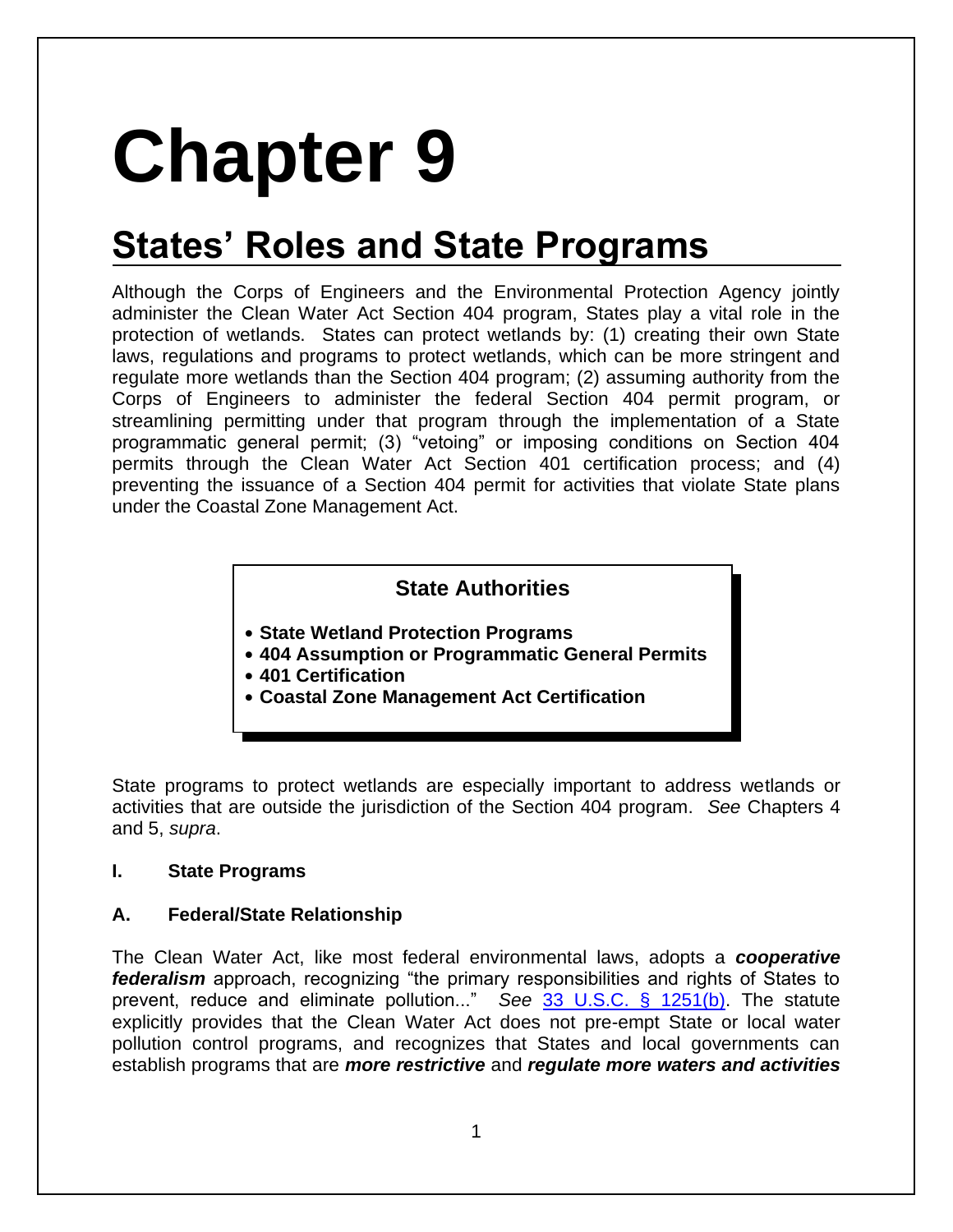# Chapter 9

## States' Roles and State Programs

Although the Corps of Engineers and the Environmental Protection Agency jointly administer the Clean Water Act Section 404 program, States play a vital role in the protection of wetlands. States can protect wetlands by: (1) creating their own State laws, regulations and programs to protect wetlands, which can be more stringent and regulate more wetlands than the Section 404 program; (2) assuming authority from the Corps of Engineers to administer the federal Section 404 permit program, or streamlining permitting under that program through the implementation of a State programmatic general permit; (3) "vetoing" or imposing conditions on Section 404 permits through the Clean Water Act Section 401 certification process; and (4) preventing the issuance of a Section 404 permit for activities that violate State plans under the Coastal Zone Management Act.

**State Authorities**

- **State Wetland Protection Programs**
- **404 Assumption or Programmatic General Permits**
- **401 Certification**
- **Coastal Zone Management Act Certification**

State programs to protect wetlands are especially important to address wetlands or activities that are outside the jurisdiction of the Section 404 program. *See* Chapters 4 and 5, *supra*.

### I. State Programs

### A. Federal/State Relationship

The Clean Water Act, like most federal environmental laws, adopts a ***cooperative federalism*** approach, recognizing "the primary responsibilities and rights of States to prevent, reduce and eliminate pollution..." *See* [33 U.S.C. § 1251(b)](). The statute explicitly provides that the Clean Water Act does not pre-empt State or local water pollution control programs, and recognizes that States and local governments can establish programs that are ***more restrictive*** and ***regulate more waters and activities***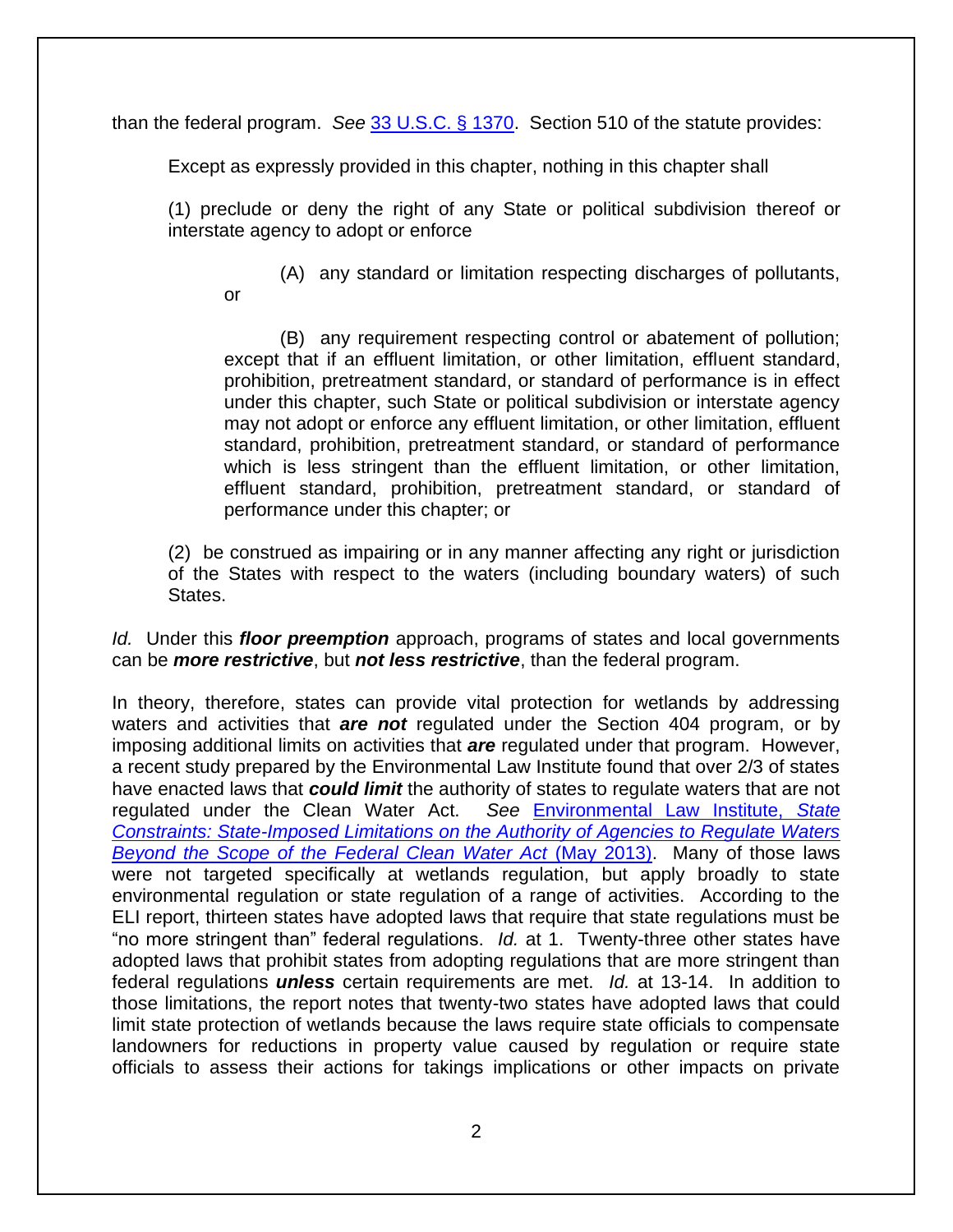than the federal program. *See* [33 U.S.C. § 1370](). Section 510 of the statute provides:

> Except as expressly provided in this chapter, nothing in this chapter shall
>
> (1) preclude or deny the right of any State or political subdivision thereof or interstate agency to adopt or enforce
>
> > (A) any standard or limitation respecting discharges of pollutants, or
> >
> > (B) any requirement respecting control or abatement of pollution; except that if an effluent limitation, or other limitation, effluent standard, prohibition, pretreatment standard, or standard of performance is in effect under this chapter, such State or political subdivision or interstate agency may not adopt or enforce any effluent limitation, or other limitation, effluent standard, prohibition, pretreatment standard, or standard of performance which is less stringent than the effluent limitation, or other limitation, effluent standard, prohibition, pretreatment standard, or standard of performance under this chapter; or
>
> (2) be construed as impairing or in any manner affecting any right or jurisdiction of the States with respect to the waters (including boundary waters) of such States.

*Id.* Under this ***floor preemption*** approach, programs of states and local governments can be ***more restrictive***, but ***not less restrictive***, than the federal program.

In theory, therefore, states can provide vital protection for wetlands by addressing waters and activities that ***are not*** regulated under the Section 404 program, or by imposing additional limits on activities that ***are*** regulated under that program. However, a recent study prepared by the Environmental Law Institute found that over 2/3 of states have enacted laws that ***could limit*** the authority of states to regulate waters that are not regulated under the Clean Water Act. *See* Environmental Law Institute, *State Constraints: State-Imposed Limitations on the Authority of Agencies to Regulate Waters Beyond the Scope of the Federal Clean Water Act* (May 2013). Many of those laws were not targeted specifically at wetlands regulation, but apply broadly to state environmental regulation or state regulation of a range of activities. According to the ELI report, thirteen states have adopted laws that require that state regulations must be "no more stringent than" federal regulations. *Id.* at 1. Twenty-three other states have adopted laws that prohibit states from adopting regulations that are more stringent than federal regulations ***unless*** certain requirements are met. *Id.* at 13-14. In addition to those limitations, the report notes that twenty-two states have adopted laws that could limit state protection of wetlands because the laws require state officials to compensate landowners for reductions in property value caused by regulation or require state officials to assess their actions for takings implications or other impacts on private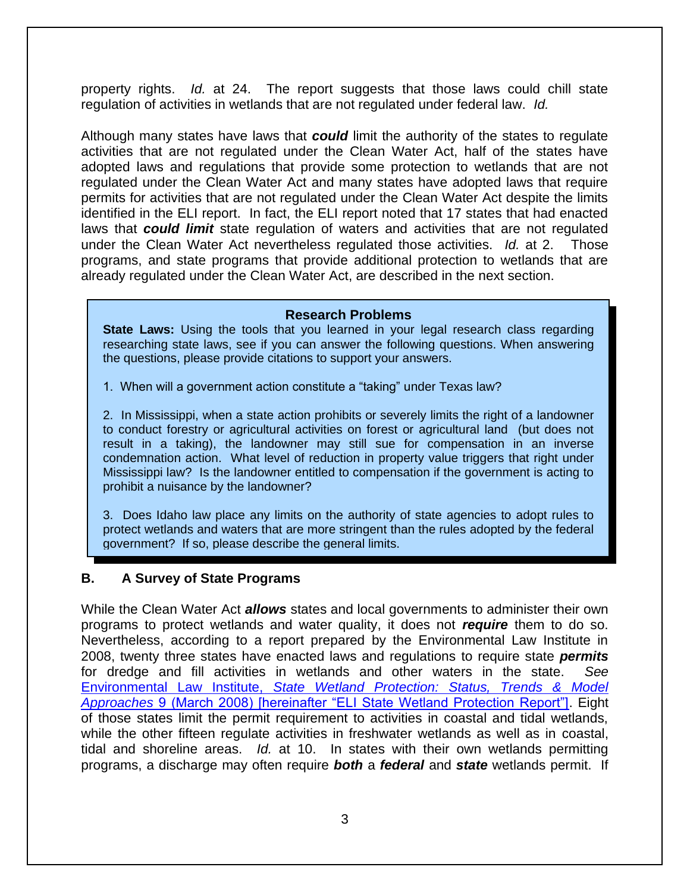property rights. *Id.* at 24. The report suggests that those laws could chill state regulation of activities in wetlands that are not regulated under federal law. *Id.*

Although many states have laws that ***could*** limit the authority of the states to regulate activities that are not regulated under the Clean Water Act, half of the states have adopted laws and regulations that provide some protection to wetlands that are not regulated under the Clean Water Act and many states have adopted laws that require permits for activities that are not regulated under the Clean Water Act despite the limits identified in the ELI report. In fact, the ELI report noted that 17 states that had enacted laws that ***could limit*** state regulation of waters and activities that are not regulated under the Clean Water Act nevertheless regulated those activities. *Id.* at 2. Those programs, and state programs that provide additional protection to wetlands that are already regulated under the Clean Water Act, are described in the next section.

> **Research Problems**
>
> **State Laws:** Using the tools that you learned in your legal research class regarding researching state laws, see if you can answer the following questions. When answering the questions, please provide citations to support your answers.
>
> 1. When will a government action constitute a "taking" under Texas law?
>
> 2. In Mississippi, when a state action prohibits or severely limits the right of a landowner to conduct forestry or agricultural activities on forest or agricultural land (but does not result in a taking), the landowner may still sue for compensation in an inverse condemnation action. What level of reduction in property value triggers that right under Mississippi law? Is the landowner entitled to compensation if the government is acting to prohibit a nuisance by the landowner?
>
> 3. Does Idaho law place any limits on the authority of state agencies to adopt rules to protect wetlands and waters that are more stringent than the rules adopted by the federal government? If so, please describe the general limits.

## B. A Survey of State Programs

While the Clean Water Act ***allows*** states and local governments to administer their own programs to protect wetlands and water quality, it does not ***require*** them to do so. Nevertheless, according to a report prepared by the Environmental Law Institute in 2008, twenty three states have enacted laws and regulations to require state ***permits*** for dredge and fill activities in wetlands and other waters in the state. *See* Environmental Law Institute, *State Wetland Protection: Status, Trends & Model Approaches* 9 (March 2008) [hereinafter "ELI State Wetland Protection Report"]. Eight of those states limit the permit requirement to activities in coastal and tidal wetlands, while the other fifteen regulate activities in freshwater wetlands as well as in coastal, tidal and shoreline areas. *Id.* at 10. In states with their own wetlands permitting programs, a discharge may often require ***both*** a ***federal*** and ***state*** wetlands permit. If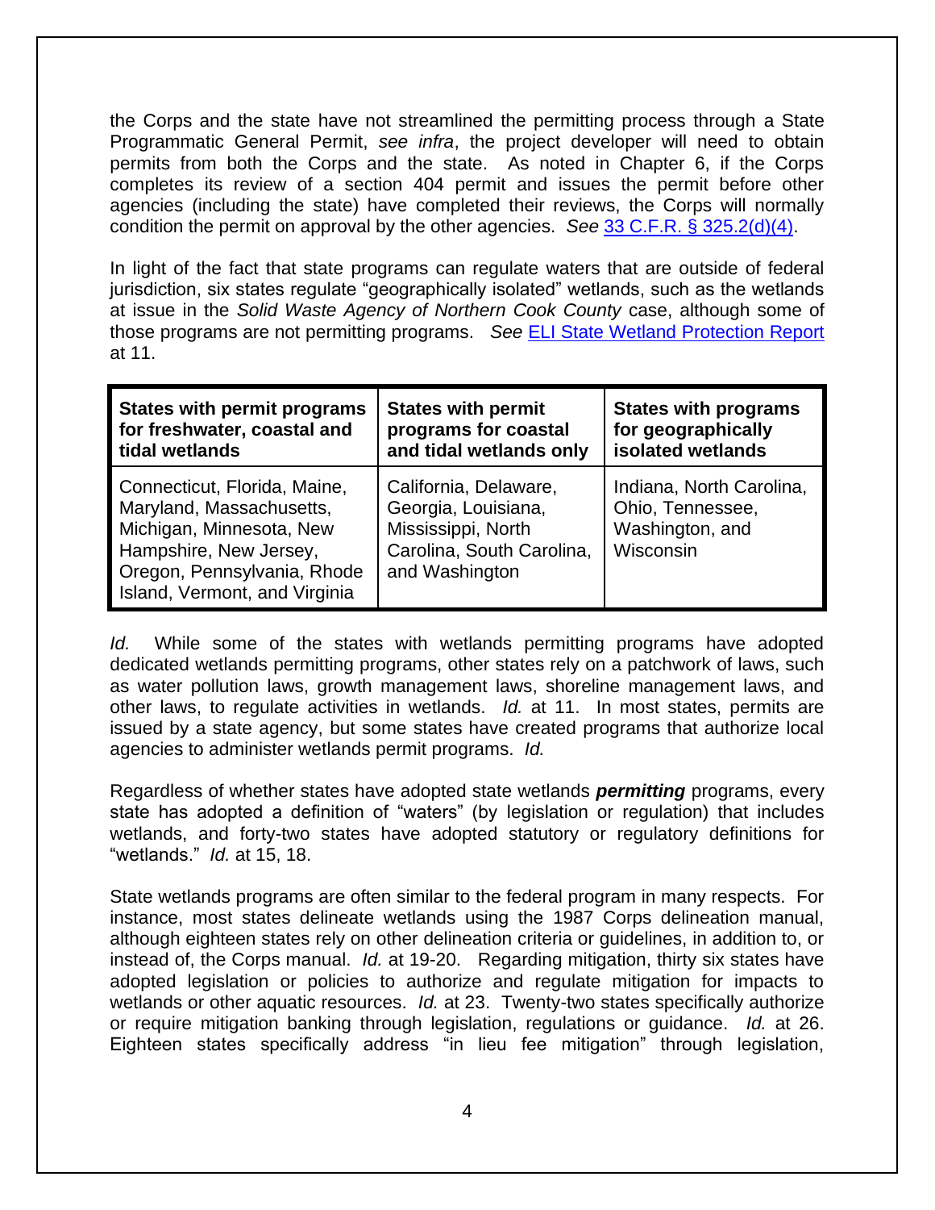the Corps and the state have not streamlined the permitting process through a State Programmatic General Permit, *see infra*, the project developer will need to obtain permits from both the Corps and the state. As noted in Chapter 6, if the Corps completes its review of a section 404 permit and issues the permit before other agencies (including the state) have completed their reviews, the Corps will normally condition the permit on approval by the other agencies. *See* [33 C.F.R. § 325.2(d)(4)](33 C.F.R. § 325.2(d)(4)).

In light of the fact that state programs can regulate waters that are outside of federal jurisdiction, six states regulate "geographically isolated" wetlands, such as the wetlands at issue in the *Solid Waste Agency of Northern Cook County* case, although some of those programs are not permitting programs. *See* ELI State Wetland Protection Report at 11.

| States with permit programs for freshwater, coastal and tidal wetlands | States with permit programs for coastal and tidal wetlands only | States with programs for geographically isolated wetlands |
|---|---|---|
| Connecticut, Florida, Maine, Maryland, Massachusetts, Michigan, Minnesota, New Hampshire, New Jersey, Oregon, Pennsylvania, Rhode Island, Vermont, and Virginia | California, Delaware, Georgia, Louisiana, Mississippi, North Carolina, South Carolina, and Washington | Indiana, North Carolina, Ohio, Tennessee, Washington, and Wisconsin |

*Id.* While some of the states with wetlands permitting programs have adopted dedicated wetlands permitting programs, other states rely on a patchwork of laws, such as water pollution laws, growth management laws, shoreline management laws, and other laws, to regulate activities in wetlands. *Id.* at 11. In most states, permits are issued by a state agency, but some states have created programs that authorize local agencies to administer wetlands permit programs. *Id.*

Regardless of whether states have adopted state wetlands ***permitting*** programs, every state has adopted a definition of "waters" (by legislation or regulation) that includes wetlands, and forty-two states have adopted statutory or regulatory definitions for "wetlands." *Id.* at 15, 18.

State wetlands programs are often similar to the federal program in many respects. For instance, most states delineate wetlands using the 1987 Corps delineation manual, although eighteen states rely on other delineation criteria or guidelines, in addition to, or instead of, the Corps manual. *Id.* at 19-20. Regarding mitigation, thirty six states have adopted legislation or policies to authorize and regulate mitigation for impacts to wetlands or other aquatic resources. *Id.* at 23. Twenty-two states specifically authorize or require mitigation banking through legislation, regulations or guidance. *Id.* at 26. Eighteen states specifically address "in lieu fee mitigation" through legislation,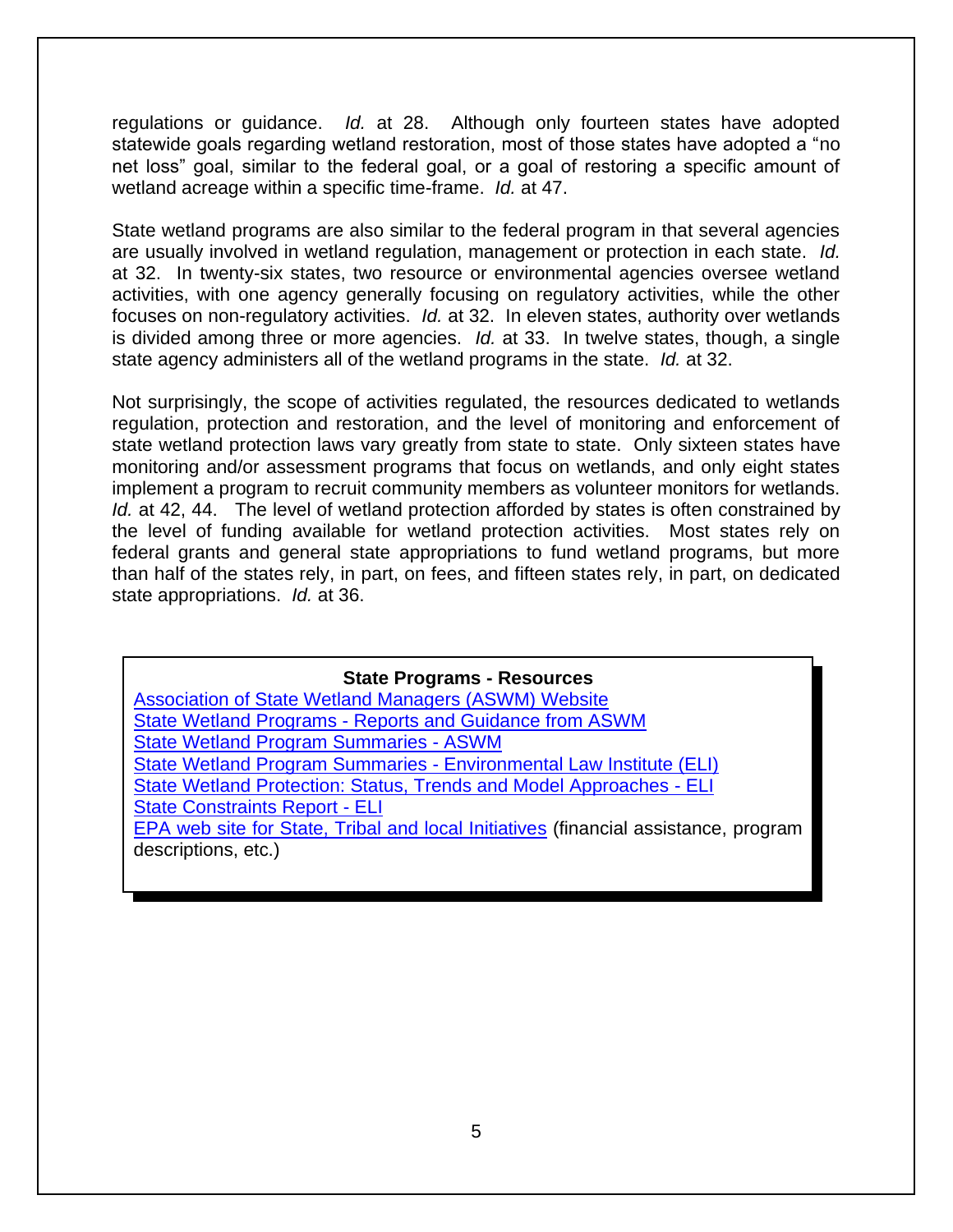regulations or guidance. *Id.* at 28. Although only fourteen states have adopted statewide goals regarding wetland restoration, most of those states have adopted a "no net loss" goal, similar to the federal goal, or a goal of restoring a specific amount of wetland acreage within a specific time-frame. *Id.* at 47.

State wetland programs are also similar to the federal program in that several agencies are usually involved in wetland regulation, management or protection in each state. *Id.* at 32. In twenty-six states, two resource or environmental agencies oversee wetland activities, with one agency generally focusing on regulatory activities, while the other focuses on non-regulatory activities. *Id.* at 32. In eleven states, authority over wetlands is divided among three or more agencies. *Id.* at 33. In twelve states, though, a single state agency administers all of the wetland programs in the state. *Id.* at 32.

Not surprisingly, the scope of activities regulated, the resources dedicated to wetlands regulation, protection and restoration, and the level of monitoring and enforcement of state wetland protection laws vary greatly from state to state. Only sixteen states have monitoring and/or assessment programs that focus on wetlands, and only eight states implement a program to recruit community members as volunteer monitors for wetlands. *Id.* at 42, 44. The level of wetland protection afforded by states is often constrained by the level of funding available for wetland protection activities. Most states rely on federal grants and general state appropriations to fund wetland programs, but more than half of the states rely, in part, on fees, and fifteen states rely, in part, on dedicated state appropriations. *Id.* at 36.

**State Programs - Resources**

Association of State Wetland Managers (ASWM) Website
State Wetland Programs - Reports and Guidance from ASWM
State Wetland Program Summaries - ASWM
State Wetland Program Summaries - Environmental Law Institute (ELI)
State Wetland Protection: Status, Trends and Model Approaches - ELI
State Constraints Report - ELI
EPA web site for State, Tribal and local Initiatives (financial assistance, program descriptions, etc.)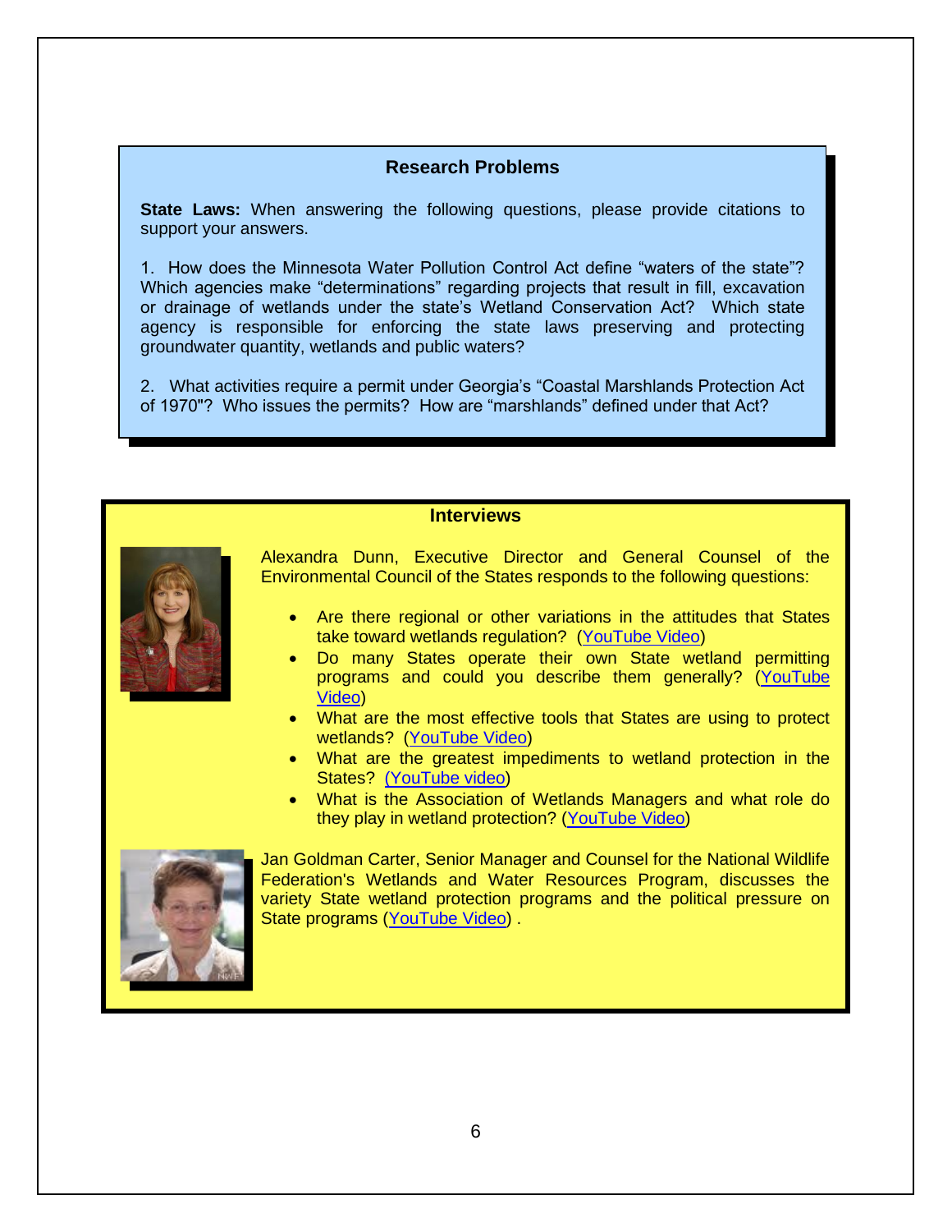## Research Problems

**State Laws:** When answering the following questions, please provide citations to support your answers.

1. How does the Minnesota Water Pollution Control Act define "waters of the state"? Which agencies make "determinations" regarding projects that result in fill, excavation or drainage of wetlands under the state's Wetland Conservation Act? Which state agency is responsible for enforcing the state laws preserving and protecting groundwater quantity, wetlands and public waters?

2. What activities require a permit under Georgia's "Coastal Marshlands Protection Act of 1970"? Who issues the permits? How are "marshlands" defined under that Act?

## Interviews

Alexandra Dunn, Executive Director and General Counsel of the Environmental Council of the States responds to the following questions:

- Are there regional or other variations in the attitudes that States take toward wetlands regulation? (YouTube Video)
- Do many States operate their own State wetland permitting programs and could you describe them generally? (YouTube Video)
- What are the most effective tools that States are using to protect wetlands? (YouTube Video)
- What are the greatest impediments to wetland protection in the States? (YouTube video)
- What is the Association of Wetlands Managers and what role do they play in wetland protection? (YouTube Video)

Jan Goldman Carter, Senior Manager and Counsel for the National Wildlife Federation's Wetlands and Water Resources Program, discusses the variety State wetland protection programs and the political pressure on State programs (YouTube Video) .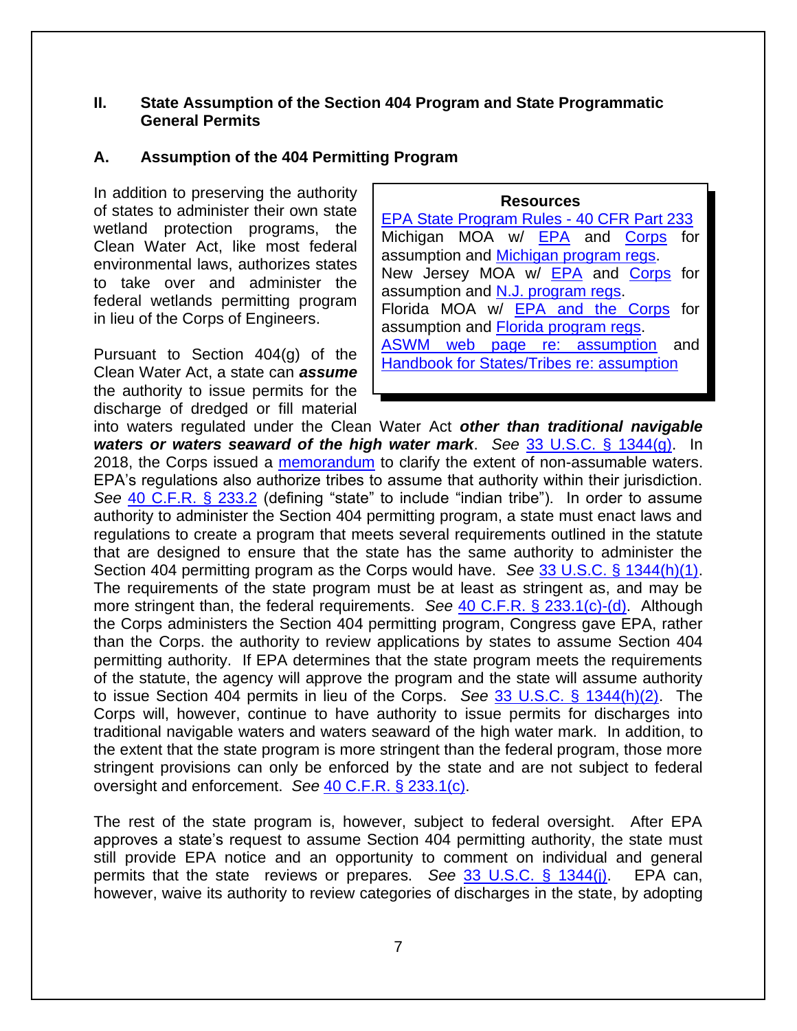## II. State Assumption of the Section 404 Program and State Programmatic General Permits

### A. Assumption of the 404 Permitting Program

> **Resources**
>
> EPA State Program Rules - 40 CFR Part 233
> Michigan MOA w/ EPA and Corps for assumption and Michigan program regs.
> New Jersey MOA w/ EPA and Corps for assumption and N.J. program regs.
> Florida MOA w/ EPA and the Corps for assumption and Florida program regs.
> ASWM web page re: assumption and Handbook for States/Tribes re: assumption

In addition to preserving the authority of states to administer their own state wetland protection programs, the Clean Water Act, like most federal environmental laws, authorizes states to take over and administer the federal wetlands permitting program in lieu of the Corps of Engineers.

Pursuant to Section 404(g) of the Clean Water Act, a state can ***assume*** the authority to issue permits for the discharge of dredged or fill material into waters regulated under the Clean Water Act ***other than traditional navigable waters or waters seaward of the high water mark***. *See* 33 U.S.C. § 1344(g). In 2018, the Corps issued a memorandum to clarify the extent of non-assumable waters. EPA's regulations also authorize tribes to assume that authority within their jurisdiction. *See* 40 C.F.R. § 233.2 (defining "state" to include "indian tribe"). In order to assume authority to administer the Section 404 permitting program, a state must enact laws and regulations to create a program that meets several requirements outlined in the statute that are designed to ensure that the state has the same authority to administer the Section 404 permitting program as the Corps would have. *See* 33 U.S.C. § 1344(h)(1). The requirements of the state program must be at least as stringent as, and may be more stringent than, the federal requirements. *See* 40 C.F.R. § 233.1(c)-(d). Although the Corps administers the Section 404 permitting program, Congress gave EPA, rather than the Corps. the authority to review applications by states to assume Section 404 permitting authority. If EPA determines that the state program meets the requirements of the statute, the agency will approve the program and the state will assume authority to issue Section 404 permits in lieu of the Corps. *See* 33 U.S.C. § 1344(h)(2). The Corps will, however, continue to have authority to issue permits for discharges into traditional navigable waters and waters seaward of the high water mark. In addition, to the extent that the state program is more stringent than the federal program, those more stringent provisions can only be enforced by the state and are not subject to federal oversight and enforcement. *See* 40 C.F.R. § 233.1(c).

The rest of the state program is, however, subject to federal oversight. After EPA approves a state's request to assume Section 404 permitting authority, the state must still provide EPA notice and an opportunity to comment on individual and general permits that the state reviews or prepares. *See* 33 U.S.C. § 1344(j). EPA can, however, waive its authority to review categories of discharges in the state, by adopting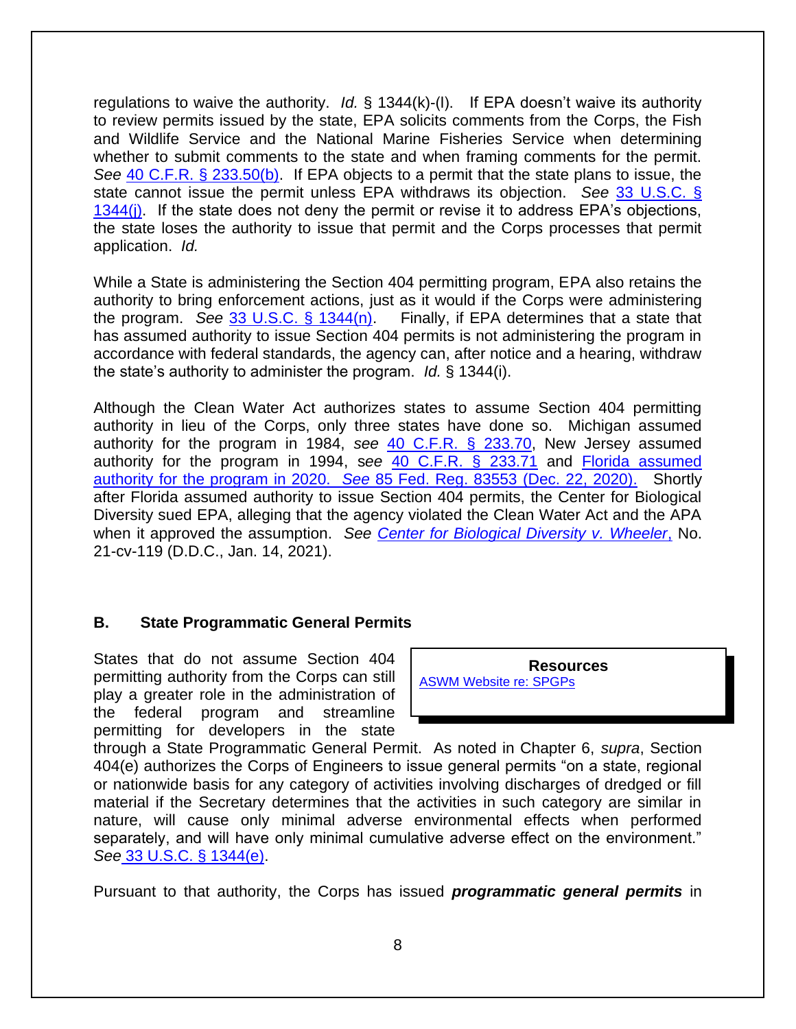regulations to waive the authority. *Id.* § 1344(k)-(l). If EPA doesn't waive its authority to review permits issued by the state, EPA solicits comments from the Corps, the Fish and Wildlife Service and the National Marine Fisheries Service when determining whether to submit comments to the state and when framing comments for the permit. *See* 40 C.F.R. § 233.50(b). If EPA objects to a permit that the state plans to issue, the state cannot issue the permit unless EPA withdraws its objection. *See* 33 U.S.C. § 1344(j). If the state does not deny the permit or revise it to address EPA's objections, the state loses the authority to issue that permit and the Corps processes that permit application. *Id.*

While a State is administering the Section 404 permitting program, EPA also retains the authority to bring enforcement actions, just as it would if the Corps were administering the program. *See* 33 U.S.C. § 1344(n). Finally, if EPA determines that a state that has assumed authority to issue Section 404 permits is not administering the program in accordance with federal standards, the agency can, after notice and a hearing, withdraw the state's authority to administer the program. *Id.* § 1344(i).

Although the Clean Water Act authorizes states to assume Section 404 permitting authority in lieu of the Corps, only three states have done so. Michigan assumed authority for the program in 1984, *see* 40 C.F.R. § 233.70, New Jersey assumed authority for the program in 1994, s*ee* 40 C.F.R. § 233.71 and Florida assumed authority for the program in 2020. *See* 85 Fed. Reg. 83553 (Dec. 22, 2020). Shortly after Florida assumed authority to issue Section 404 permits, the Center for Biological Diversity sued EPA, alleging that the agency violated the Clean Water Act and the APA when it approved the assumption. *See* *Center for Biological Diversity v. Wheeler*, No. 21-cv-119 (D.D.C., Jan. 14, 2021).

### B. State Programmatic General Permits

> **Resources**
> ASWM Website re: SPGPs

States that do not assume Section 404 permitting authority from the Corps can still play a greater role in the administration of the federal program and streamline permitting for developers in the state through a State Programmatic General Permit. As noted in Chapter 6, *supra*, Section 404(e) authorizes the Corps of Engineers to issue general permits "on a state, regional or nationwide basis for any category of activities involving discharges of dredged or fill material if the Secretary determines that the activities in such category are similar in nature, will cause only minimal adverse environmental effects when performed separately, and will have only minimal cumulative adverse effect on the environment." *See* 33 U.S.C. § 1344(e).

Pursuant to that authority, the Corps has issued ***programmatic general permits*** in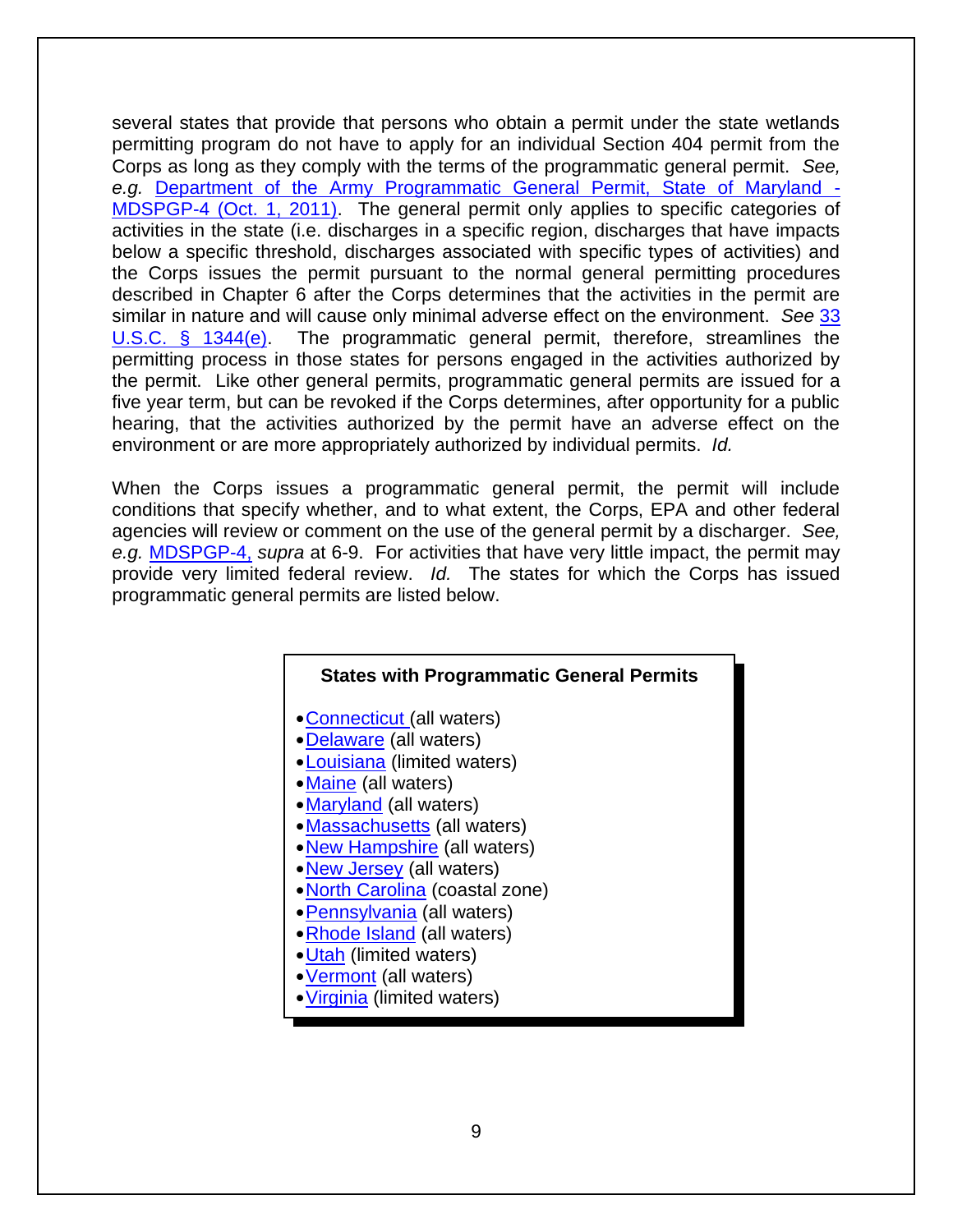several states that provide that persons who obtain a permit under the state wetlands permitting program do not have to apply for an individual Section 404 permit from the Corps as long as they comply with the terms of the programmatic general permit. *See, e.g.* Department of the Army Programmatic General Permit, State of Maryland - MDSPGP-4 (Oct. 1, 2011). The general permit only applies to specific categories of activities in the state (i.e. discharges in a specific region, discharges that have impacts below a specific threshold, discharges associated with specific types of activities) and the Corps issues the permit pursuant to the normal general permitting procedures described in Chapter 6 after the Corps determines that the activities in the permit are similar in nature and will cause only minimal adverse effect on the environment. *See* 33 U.S.C. § 1344(e). The programmatic general permit, therefore, streamlines the permitting process in those states for persons engaged in the activities authorized by the permit. Like other general permits, programmatic general permits are issued for a five year term, but can be revoked if the Corps determines, after opportunity for a public hearing, that the activities authorized by the permit have an adverse effect on the environment or are more appropriately authorized by individual permits. *Id.*

When the Corps issues a programmatic general permit, the permit will include conditions that specify whether, and to what extent, the Corps, EPA and other federal agencies will review or comment on the use of the general permit by a discharger. *See, e.g.* MDSPGP-4, *supra* at 6-9. For activities that have very little impact, the permit may provide very limited federal review. *Id.* The states for which the Corps has issued programmatic general permits are listed below.

**States with Programmatic General Permits**

- Connecticut (all waters)
- Delaware (all waters)
- Louisiana (limited waters)
- Maine (all waters)
- Maryland (all waters)
- Massachusetts (all waters)
- New Hampshire (all waters)
- New Jersey (all waters)
- North Carolina (coastal zone)
- Pennsylvania (all waters)
- Rhode Island (all waters)
- Utah (limited waters)
- Vermont (all waters)
- Virginia (limited waters)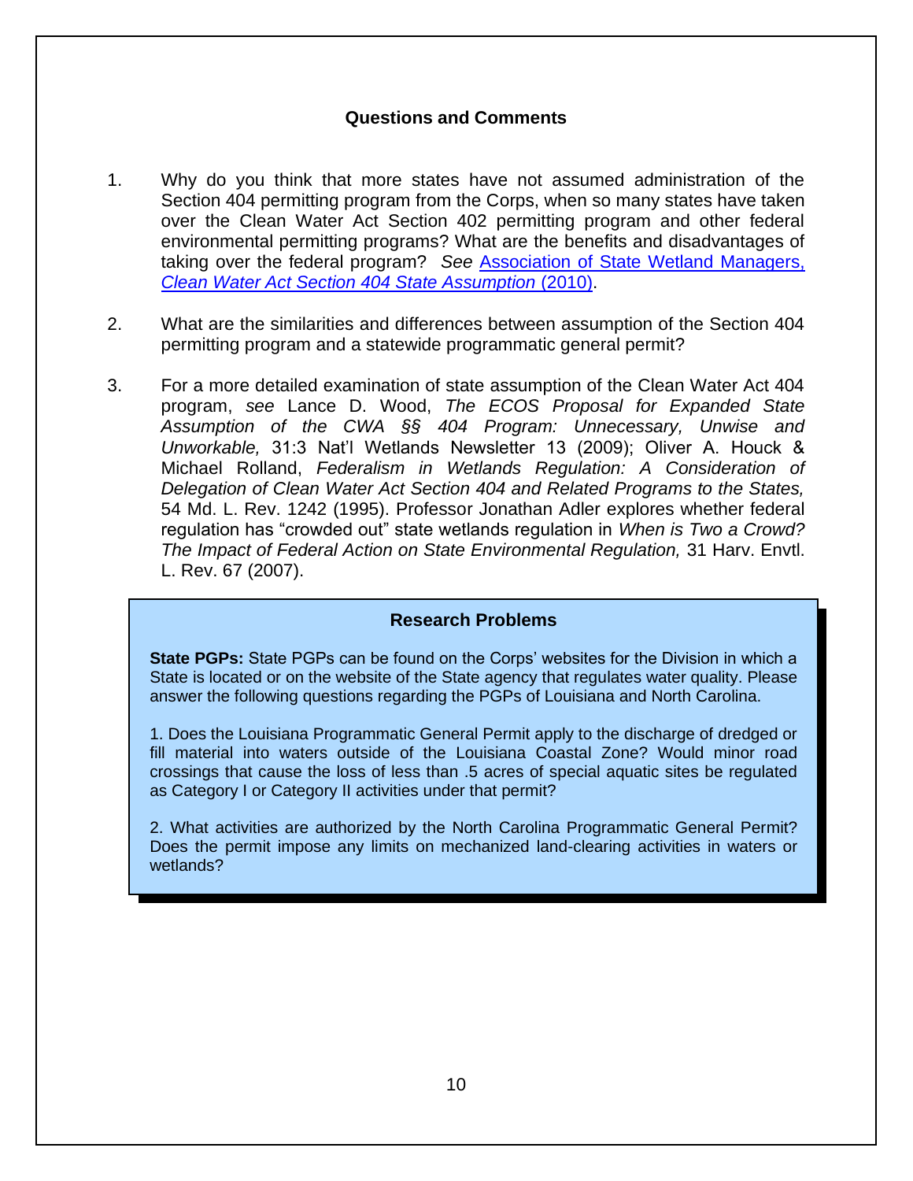### Questions and Comments

1. Why do you think that more states have not assumed administration of the Section 404 permitting program from the Corps, when so many states have taken over the Clean Water Act Section 402 permitting program and other federal environmental permitting programs? What are the benefits and disadvantages of taking over the federal program? *See* Association of State Wetland Managers, *Clean Water Act Section 404 State Assumption* (2010).

2. What are the similarities and differences between assumption of the Section 404 permitting program and a statewide programmatic general permit?

3. For a more detailed examination of state assumption of the Clean Water Act 404 program, *see* Lance D. Wood, *The ECOS Proposal for Expanded State Assumption of the CWA §§ 404 Program: Unnecessary, Unwise and Unworkable,* 31:3 Nat'l Wetlands Newsletter 13 (2009); Oliver A. Houck & Michael Rolland, *Federalism in Wetlands Regulation: A Consideration of Delegation of Clean Water Act Section 404 and Related Programs to the States,* 54 Md. L. Rev. 1242 (1995). Professor Jonathan Adler explores whether federal regulation has "crowded out" state wetlands regulation in *When is Two a Crowd? The Impact of Federal Action on State Environmental Regulation,* 31 Harv. Envtl. L. Rev. 67 (2007).

### Research Problems

**State PGPs:** State PGPs can be found on the Corps' websites for the Division in which a State is located or on the website of the State agency that regulates water quality. Please answer the following questions regarding the PGPs of Louisiana and North Carolina.

1. Does the Louisiana Programmatic General Permit apply to the discharge of dredged or fill material into waters outside of the Louisiana Coastal Zone? Would minor road crossings that cause the loss of less than .5 acres of special aquatic sites be regulated as Category I or Category II activities under that permit?

2. What activities are authorized by the North Carolina Programmatic General Permit? Does the permit impose any limits on mechanized land-clearing activities in waters or wetlands?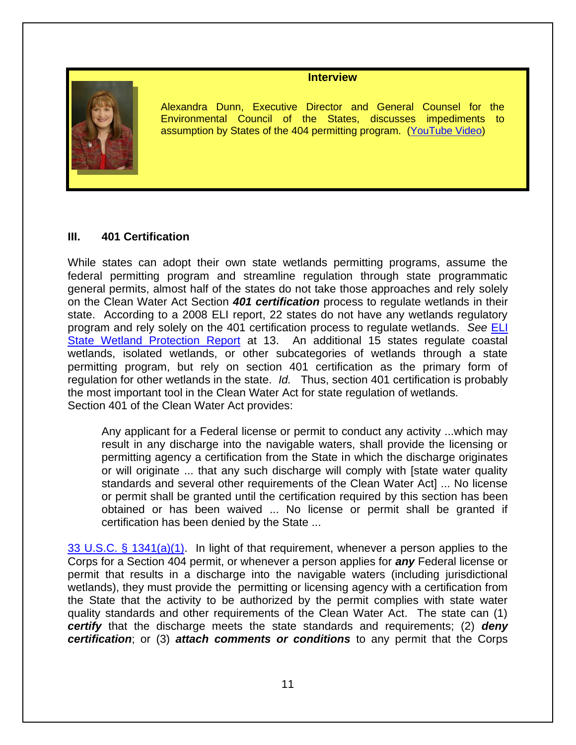**Interview**

Alexandra Dunn, Executive Director and General Counsel for the Environmental Council of the States, discusses impediments to assumption by States of the 404 permitting program. ([YouTube Video](#))

## III. 401 Certification

While states can adopt their own state wetlands permitting programs, assume the federal permitting program and streamline regulation through state programmatic general permits, almost half of the states do not take those approaches and rely solely on the Clean Water Act Section ***401 certification*** process to regulate wetlands in their state. According to a 2008 ELI report, 22 states do not have any wetlands regulatory program and rely solely on the 401 certification process to regulate wetlands. *See* [ELI State Wetland Protection Report](#) at 13. An additional 15 states regulate coastal wetlands, isolated wetlands, or other subcategories of wetlands through a state permitting program, but rely on section 401 certification as the primary form of regulation for other wetlands in the state. *Id.* Thus, section 401 certification is probably the most important tool in the Clean Water Act for state regulation of wetlands.
Section 401 of the Clean Water Act provides:

> Any applicant for a Federal license or permit to conduct any activity ...which may result in any discharge into the navigable waters, shall provide the licensing or permitting agency a certification from the State in which the discharge originates or will originate ... that any such discharge will comply with [state water quality standards and several other requirements of the Clean Water Act] ... No license or permit shall be granted until the certification required by this section has been obtained or has been waived ... No license or permit shall be granted if certification has been denied by the State ...

[33 U.S.C. § 1341(a)(1)](#). In light of that requirement, whenever a person applies to the Corps for a Section 404 permit, or whenever a person applies for ***any*** Federal license or permit that results in a discharge into the navigable waters (including jurisdictional wetlands), they must provide the permitting or licensing agency with a certification from the State that the activity to be authorized by the permit complies with state water quality standards and other requirements of the Clean Water Act. The state can (1) ***certify*** that the discharge meets the state standards and requirements; (2) ***deny certification***; or (3) ***attach comments or conditions*** to any permit that the Corps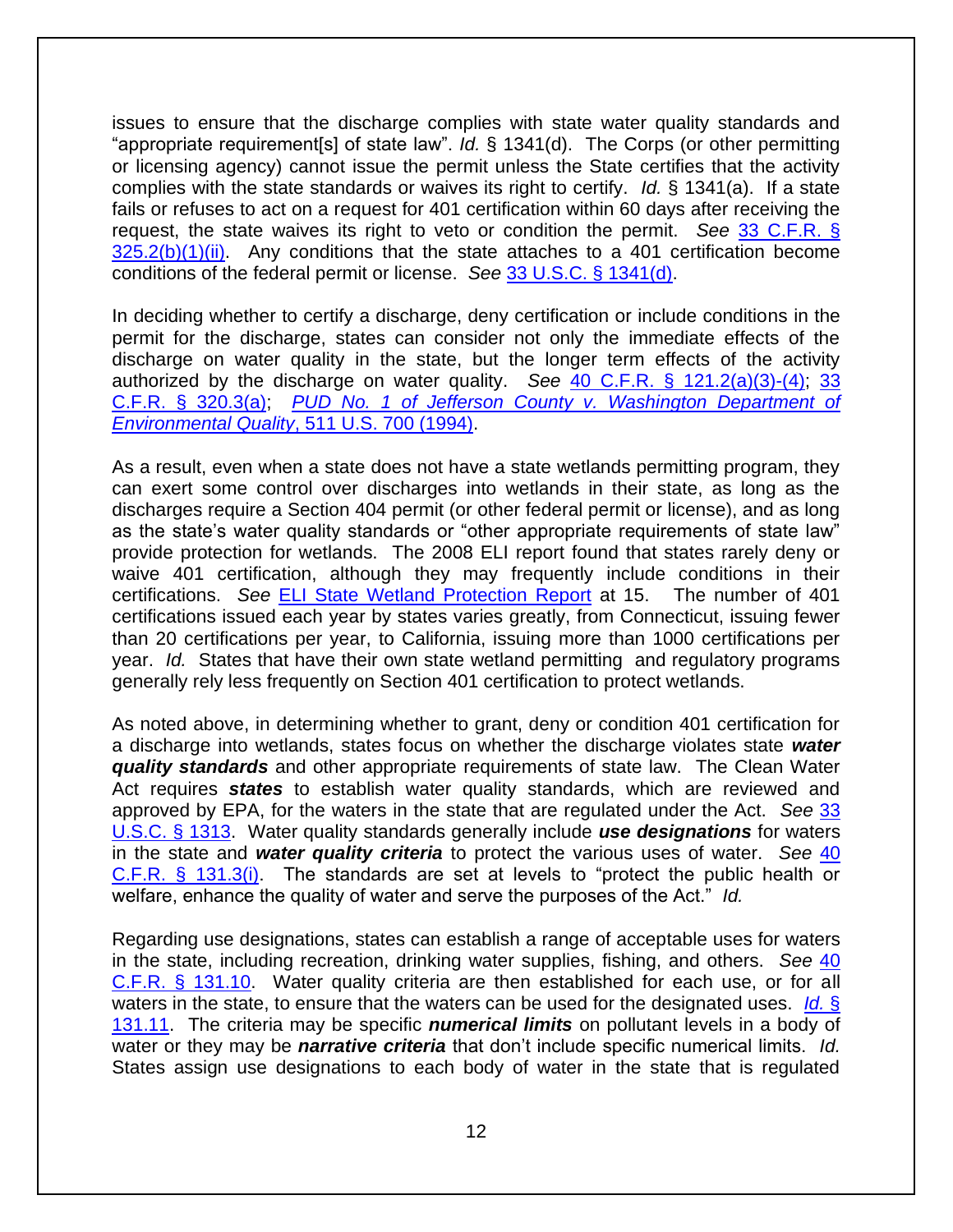issues to ensure that the discharge complies with state water quality standards and "appropriate requirement[s] of state law". *Id.* § 1341(d). The Corps (or other permitting or licensing agency) cannot issue the permit unless the State certifies that the activity complies with the state standards or waives its right to certify. *Id.* § 1341(a). If a state fails or refuses to act on a request for 401 certification within 60 days after receiving the request, the state waives its right to veto or condition the permit. *See* 33 C.F.R. § 325.2(b)(1)(ii). Any conditions that the state attaches to a 401 certification become conditions of the federal permit or license. *See* 33 U.S.C. § 1341(d).

In deciding whether to certify a discharge, deny certification or include conditions in the permit for the discharge, states can consider not only the immediate effects of the discharge on water quality in the state, but the longer term effects of the activity authorized by the discharge on water quality. *See* 40 C.F.R. § 121.2(a)(3)-(4); 33 C.F.R. § 320.3(a); *PUD No. 1 of Jefferson County v. Washington Department of Environmental Quality*, 511 U.S. 700 (1994).

As a result, even when a state does not have a state wetlands permitting program, they can exert some control over discharges into wetlands in their state, as long as the discharges require a Section 404 permit (or other federal permit or license), and as long as the state's water quality standards or "other appropriate requirements of state law" provide protection for wetlands. The 2008 ELI report found that states rarely deny or waive 401 certification, although they may frequently include conditions in their certifications. *See* ELI State Wetland Protection Report at 15. The number of 401 certifications issued each year by states varies greatly, from Connecticut, issuing fewer than 20 certifications per year, to California, issuing more than 1000 certifications per year. *Id.* States that have their own state wetland permitting and regulatory programs generally rely less frequently on Section 401 certification to protect wetlands.

As noted above, in determining whether to grant, deny or condition 401 certification for a discharge into wetlands, states focus on whether the discharge violates state ***water quality standards*** and other appropriate requirements of state law. The Clean Water Act requires ***states*** to establish water quality standards, which are reviewed and approved by EPA, for the waters in the state that are regulated under the Act. *See* 33 U.S.C. § 1313. Water quality standards generally include ***use designations*** for waters in the state and ***water quality criteria*** to protect the various uses of water. *See* 40 C.F.R. § 131.3(i). The standards are set at levels to "protect the public health or welfare, enhance the quality of water and serve the purposes of the Act." *Id.*

Regarding use designations, states can establish a range of acceptable uses for waters in the state, including recreation, drinking water supplies, fishing, and others. *See* 40 C.F.R. § 131.10. Water quality criteria are then established for each use, or for all waters in the state, to ensure that the waters can be used for the designated uses. *Id.* § 131.11. The criteria may be specific ***numerical limits*** on pollutant levels in a body of water or they may be ***narrative criteria*** that don't include specific numerical limits. *Id.* States assign use designations to each body of water in the state that is regulated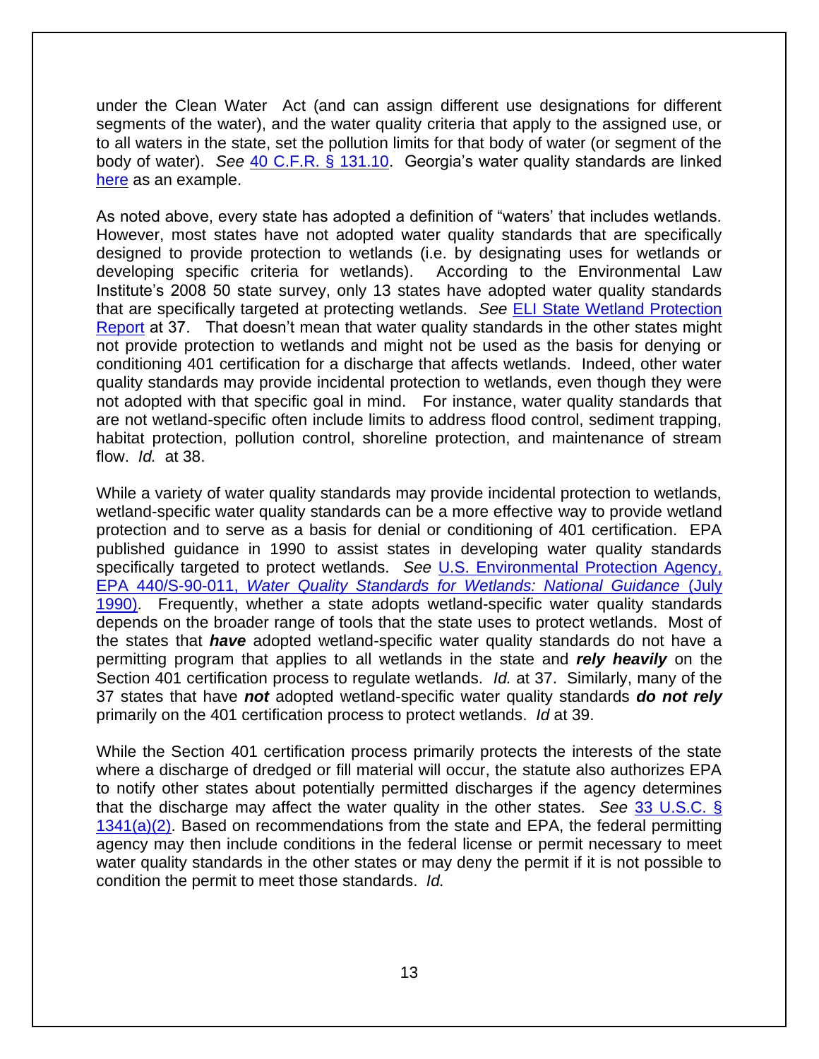under the Clean Water Act (and can assign different use designations for different segments of the water), and the water quality criteria that apply to the assigned use, or to all waters in the state, set the pollution limits for that body of water (or segment of the body of water). *See* 40 C.F.R. § 131.10. Georgia's water quality standards are linked here as an example.

As noted above, every state has adopted a definition of "waters' that includes wetlands. However, most states have not adopted water quality standards that are specifically designed to provide protection to wetlands (i.e. by designating uses for wetlands or developing specific criteria for wetlands). According to the Environmental Law Institute's 2008 50 state survey, only 13 states have adopted water quality standards that are specifically targeted at protecting wetlands. *See* ELI State Wetland Protection Report at 37. That doesn't mean that water quality standards in the other states might not provide protection to wetlands and might not be used as the basis for denying or conditioning 401 certification for a discharge that affects wetlands. Indeed, other water quality standards may provide incidental protection to wetlands, even though they were not adopted with that specific goal in mind. For instance, water quality standards that are not wetland-specific often include limits to address flood control, sediment trapping, habitat protection, pollution control, shoreline protection, and maintenance of stream flow. *Id.* at 38.

While a variety of water quality standards may provide incidental protection to wetlands, wetland-specific water quality standards can be a more effective way to provide wetland protection and to serve as a basis for denial or conditioning of 401 certification. EPA published guidance in 1990 to assist states in developing water quality standards specifically targeted to protect wetlands. *See* U.S. Environmental Protection Agency, EPA 440/S-90-011, *Water Quality Standards for Wetlands: National Guidance* (July 1990). Frequently, whether a state adopts wetland-specific water quality standards depends on the broader range of tools that the state uses to protect wetlands. Most of the states that ***have*** adopted wetland-specific water quality standards do not have a permitting program that applies to all wetlands in the state and ***rely heavily*** on the Section 401 certification process to regulate wetlands. *Id.* at 37. Similarly, many of the 37 states that have ***not*** adopted wetland-specific water quality standards ***do not rely*** primarily on the 401 certification process to protect wetlands. *Id* at 39.

While the Section 401 certification process primarily protects the interests of the state where a discharge of dredged or fill material will occur, the statute also authorizes EPA to notify other states about potentially permitted discharges if the agency determines that the discharge may affect the water quality in the other states. *See* 33 U.S.C. § 1341(a)(2). Based on recommendations from the state and EPA, the federal permitting agency may then include conditions in the federal license or permit necessary to meet water quality standards in the other states or may deny the permit if it is not possible to condition the permit to meet those standards. *Id.*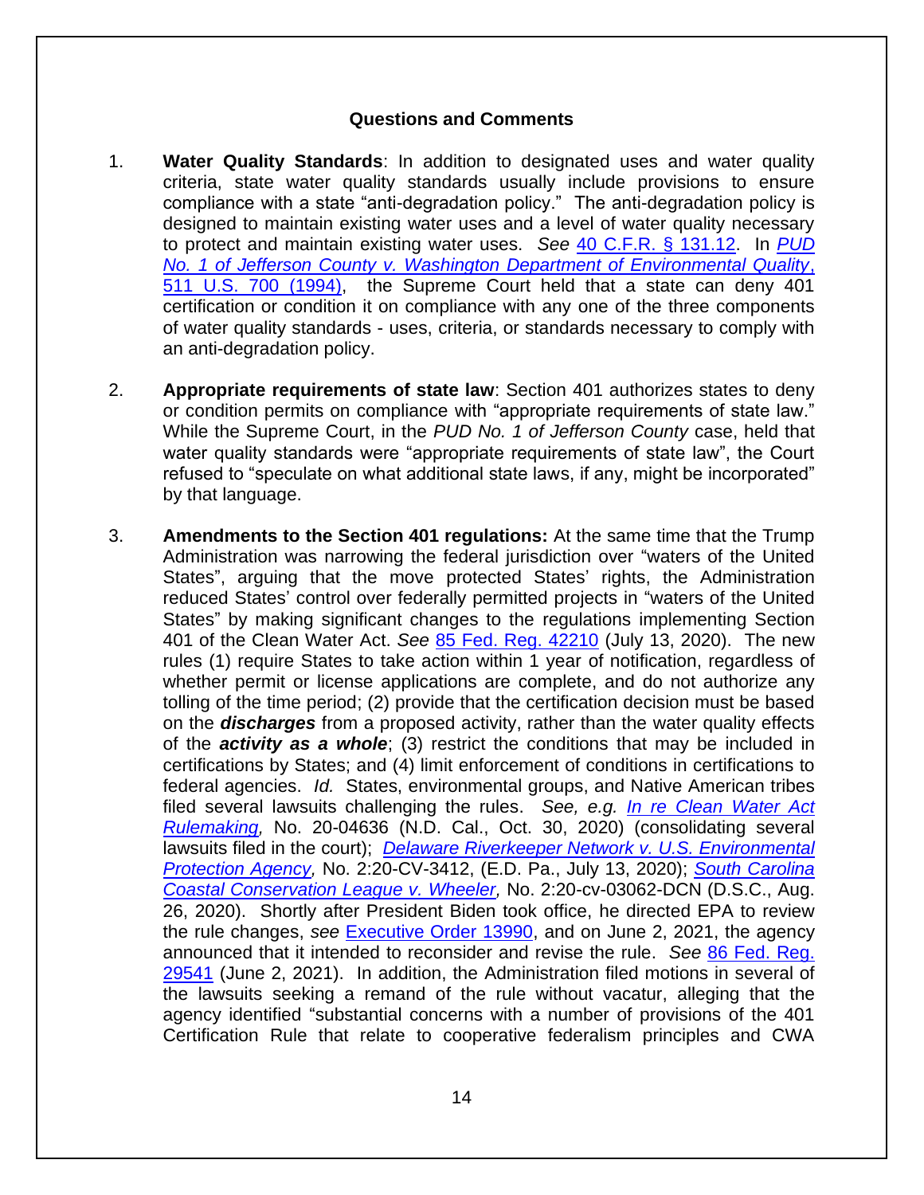## Questions and Comments

1. **Water Quality Standards**: In addition to designated uses and water quality criteria, state water quality standards usually include provisions to ensure compliance with a state "anti-degradation policy." The anti-degradation policy is designed to maintain existing water uses and a level of water quality necessary to protect and maintain existing water uses. *See* 40 C.F.R. § 131.12. In *PUD No. 1 of Jefferson County v. Washington Department of Environmental Quality*, 511 U.S. 700 (1994), the Supreme Court held that a state can deny 401 certification or condition it on compliance with any one of the three components of water quality standards - uses, criteria, or standards necessary to comply with an anti-degradation policy.

2. **Appropriate requirements of state law**: Section 401 authorizes states to deny or condition permits on compliance with "appropriate requirements of state law." While the Supreme Court, in the *PUD No. 1 of Jefferson County* case, held that water quality standards were "appropriate requirements of state law", the Court refused to "speculate on what additional state laws, if any, might be incorporated" by that language.

3. **Amendments to the Section 401 regulations:** At the same time that the Trump Administration was narrowing the federal jurisdiction over "waters of the United States", arguing that the move protected States' rights, the Administration reduced States' control over federally permitted projects in "waters of the United States" by making significant changes to the regulations implementing Section 401 of the Clean Water Act. *See* 85 Fed. Reg. 42210 (July 13, 2020). The new rules (1) require States to take action within 1 year of notification, regardless of whether permit or license applications are complete, and do not authorize any tolling of the time period; (2) provide that the certification decision must be based on the ***discharges*** from a proposed activity, rather than the water quality effects of the ***activity as a whole***; (3) restrict the conditions that may be included in certifications by States; and (4) limit enforcement of conditions in certifications to federal agencies. *Id.* States, environmental groups, and Native American tribes filed several lawsuits challenging the rules. *See, e.g. In re Clean Water Act Rulemaking,* No. 20-04636 (N.D. Cal., Oct. 30, 2020) (consolidating several lawsuits filed in the court); *Delaware Riverkeeper Network v. U.S. Environmental Protection Agency,* No. 2:20-CV-3412, (E.D. Pa., July 13, 2020); *South Carolina Coastal Conservation League v. Wheeler,* No. 2:20-cv-03062-DCN (D.S.C., Aug. 26, 2020). Shortly after President Biden took office, he directed EPA to review the rule changes, *see* Executive Order 13990, and on June 2, 2021, the agency announced that it intended to reconsider and revise the rule. *See* 86 Fed. Reg. 29541 (June 2, 2021). In addition, the Administration filed motions in several of the lawsuits seeking a remand of the rule without vacatur, alleging that the agency identified "substantial concerns with a number of provisions of the 401 Certification Rule that relate to cooperative federalism principles and CWA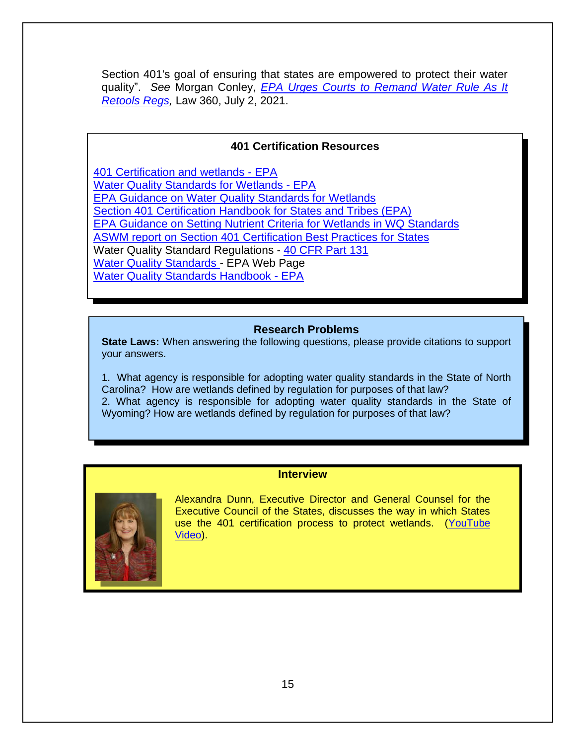Section 401's goal of ensuring that states are empowered to protect their water quality". *See* Morgan Conley, *EPA Urges Courts to Remand Water Rule As It Retools Regs*, Law 360, July 2, 2021.

### 401 Certification Resources

401 Certification and wetlands - EPA
Water Quality Standards for Wetlands - EPA
EPA Guidance on Water Quality Standards for Wetlands
Section 401 Certification Handbook for States and Tribes (EPA)
EPA Guidance on Setting Nutrient Criteria for Wetlands in WQ Standards
ASWM report on Section 401 Certification Best Practices for States
Water Quality Standard Regulations - 40 CFR Part 131
Water Quality Standards - EPA Web Page
Water Quality Standards Handbook - EPA

### Research Problems

**State Laws:** When answering the following questions, please provide citations to support your answers.

1. What agency is responsible for adopting water quality standards in the State of North Carolina? How are wetlands defined by regulation for purposes of that law?
2. What agency is responsible for adopting water quality standards in the State of Wyoming? How are wetlands defined by regulation for purposes of that law?

### Interview

Alexandra Dunn, Executive Director and General Counsel for the Executive Council of the States, discusses the way in which States use the 401 certification process to protect wetlands. (YouTube Video).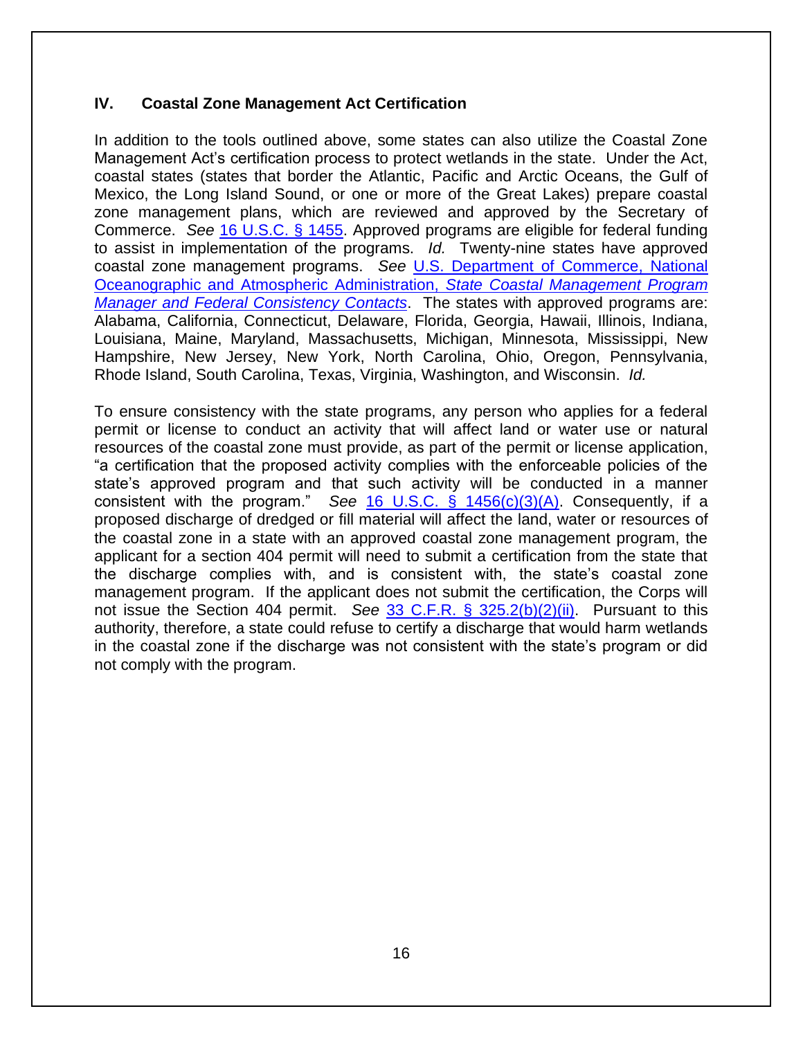## IV. Coastal Zone Management Act Certification

In addition to the tools outlined above, some states can also utilize the Coastal Zone Management Act's certification process to protect wetlands in the state. Under the Act, coastal states (states that border the Atlantic, Pacific and Arctic Oceans, the Gulf of Mexico, the Long Island Sound, or one or more of the Great Lakes) prepare coastal zone management plans, which are reviewed and approved by the Secretary of Commerce. *See* 16 U.S.C. § 1455. Approved programs are eligible for federal funding to assist in implementation of the programs. *Id.* Twenty-nine states have approved coastal zone management programs. *See* U.S. Department of Commerce, National Oceanographic and Atmospheric Administration, *State Coastal Management Program Manager and Federal Consistency Contacts*. The states with approved programs are: Alabama, California, Connecticut, Delaware, Florida, Georgia, Hawaii, Illinois, Indiana, Louisiana, Maine, Maryland, Massachusetts, Michigan, Minnesota, Mississippi, New Hampshire, New Jersey, New York, North Carolina, Ohio, Oregon, Pennsylvania, Rhode Island, South Carolina, Texas, Virginia, Washington, and Wisconsin. *Id.*

To ensure consistency with the state programs, any person who applies for a federal permit or license to conduct an activity that will affect land or water use or natural resources of the coastal zone must provide, as part of the permit or license application, "a certification that the proposed activity complies with the enforceable policies of the state's approved program and that such activity will be conducted in a manner consistent with the program." *See* 16 U.S.C. § 1456(c)(3)(A). Consequently, if a proposed discharge of dredged or fill material will affect the land, water or resources of the coastal zone in a state with an approved coastal zone management program, the applicant for a section 404 permit will need to submit a certification from the state that the discharge complies with, and is consistent with, the state's coastal zone management program. If the applicant does not submit the certification, the Corps will not issue the Section 404 permit. *See* 33 C.F.R. § 325.2(b)(2)(ii). Pursuant to this authority, therefore, a state could refuse to certify a discharge that would harm wetlands in the coastal zone if the discharge was not consistent with the state's program or did not comply with the program.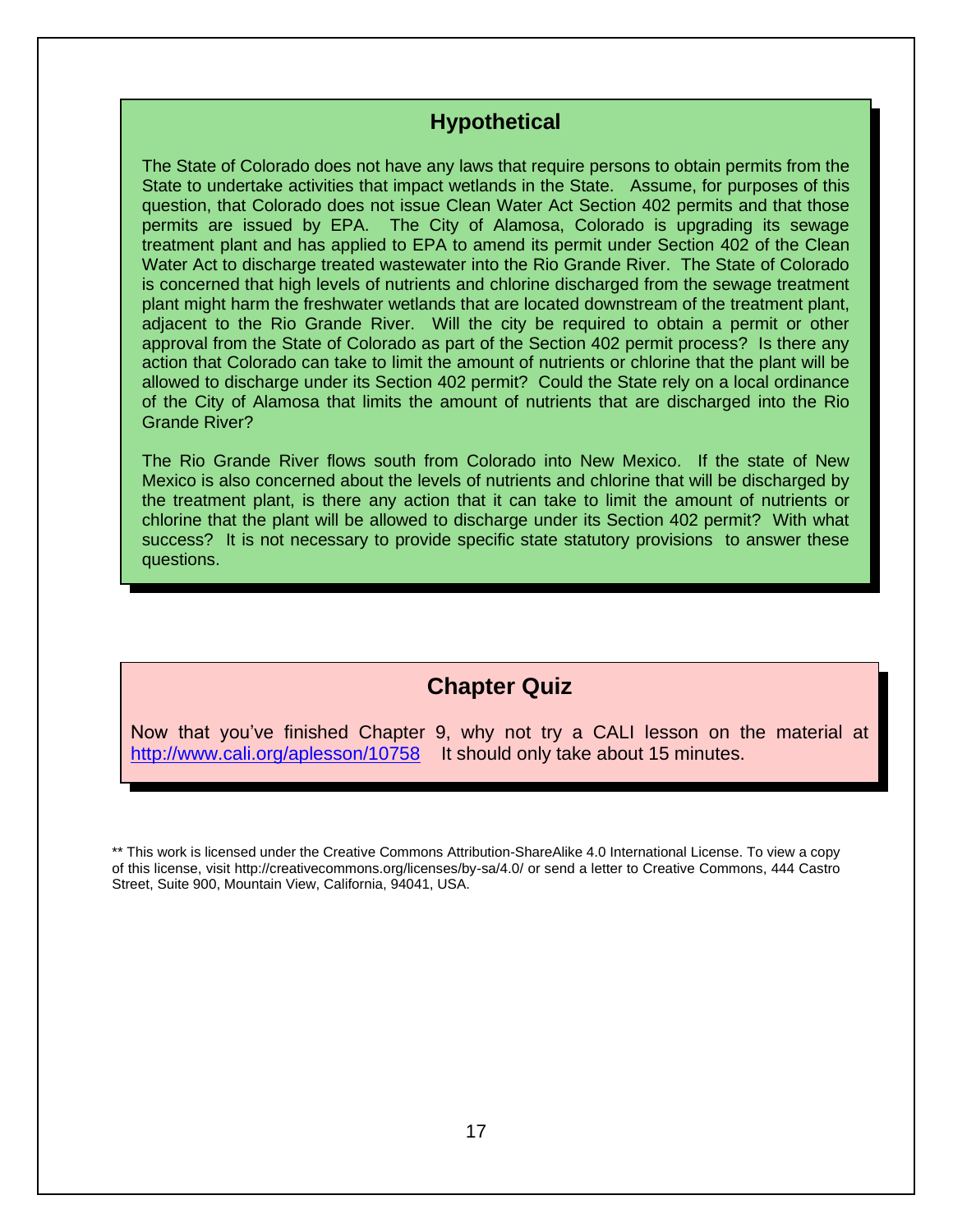## Hypothetical

The State of Colorado does not have any laws that require persons to obtain permits from the State to undertake activities that impact wetlands in the State. Assume, for purposes of this question, that Colorado does not issue Clean Water Act Section 402 permits and that those permits are issued by EPA. The City of Alamosa, Colorado is upgrading its sewage treatment plant and has applied to EPA to amend its permit under Section 402 of the Clean Water Act to discharge treated wastewater into the Rio Grande River. The State of Colorado is concerned that high levels of nutrients and chlorine discharged from the sewage treatment plant might harm the freshwater wetlands that are located downstream of the treatment plant, adjacent to the Rio Grande River. Will the city be required to obtain a permit or other approval from the State of Colorado as part of the Section 402 permit process? Is there any action that Colorado can take to limit the amount of nutrients or chlorine that the plant will be allowed to discharge under its Section 402 permit? Could the State rely on a local ordinance of the City of Alamosa that limits the amount of nutrients that are discharged into the Rio Grande River?

The Rio Grande River flows south from Colorado into New Mexico. If the state of New Mexico is also concerned about the levels of nutrients and chlorine that will be discharged by the treatment plant, is there any action that it can take to limit the amount of nutrients or chlorine that the plant will be allowed to discharge under its Section 402 permit? With what success? It is not necessary to provide specific state statutory provisions to answer these questions.

## Chapter Quiz

Now that you've finished Chapter 9, why not try a CALI lesson on the material at http://www.cali.org/aplesson/10758 It should only take about 15 minutes.

** This work is licensed under the Creative Commons Attribution-ShareAlike 4.0 International License. To view a copy of this license, visit http://creativecommons.org/licenses/by-sa/4.0/ or send a letter to Creative Commons, 444 Castro Street, Suite 900, Mountain View, California, 94041, USA.